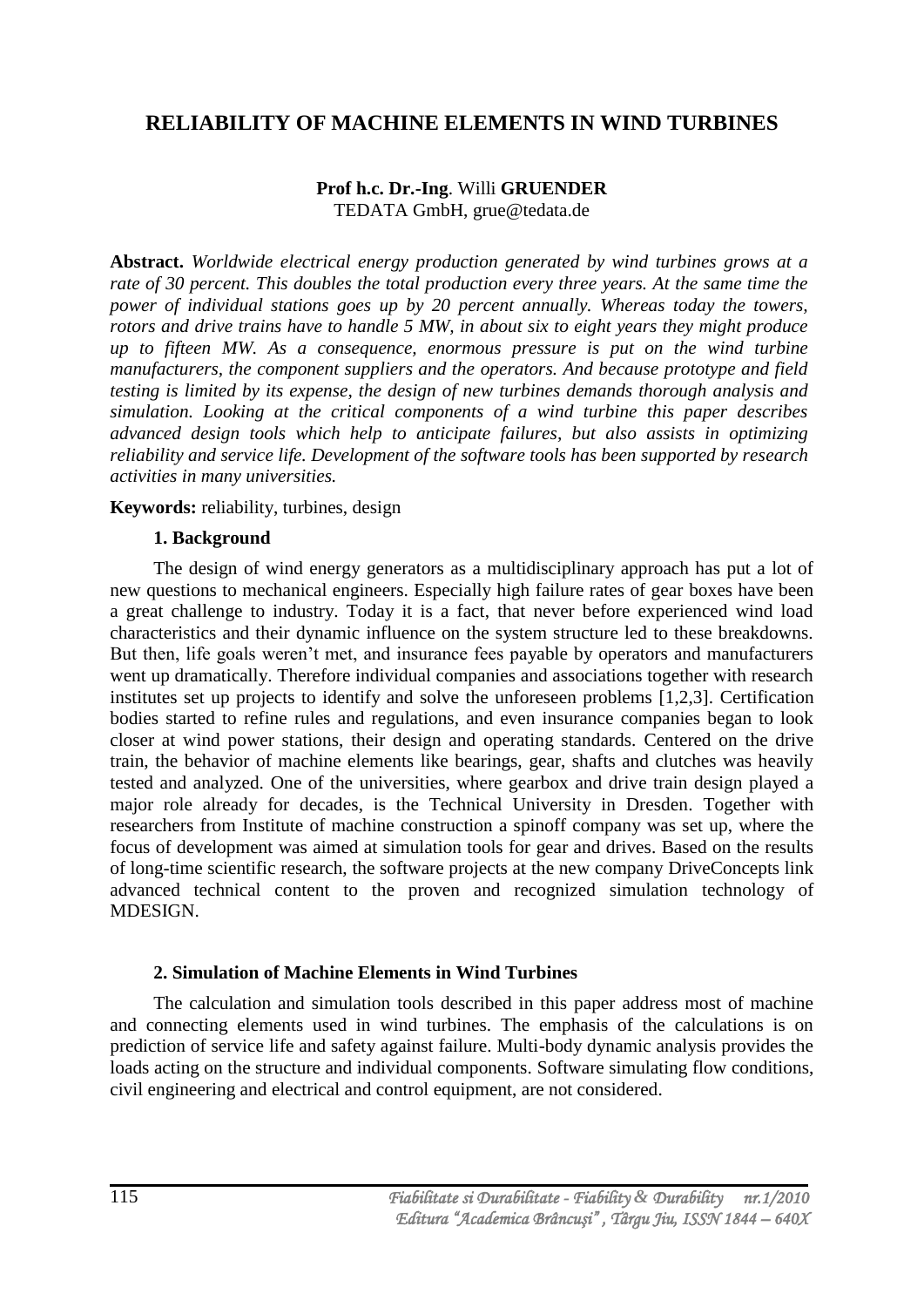# RELIABILITY OF MACHINE ELEMENTS IN WIND TURBINES

**Prof h.c. Dr.-Ing**. Willi **GRUENDER**
TEDATA GmbH, grue@tedata.de

**Abstract.** *Worldwide electrical energy production generated by wind turbines grows at a rate of 30 percent. This doubles the total production every three years. At the same time the power of individual stations goes up by 20 percent annually. Whereas today the towers, rotors and drive trains have to handle 5 MW, in about six to eight years they might produce up to fifteen MW. As a consequence, enormous pressure is put on the wind turbine manufacturers, the component suppliers and the operators. And because prototype and field testing is limited by its expense, the design of new turbines demands thorough analysis and simulation. Looking at the critical components of a wind turbine this paper describes advanced design tools which help to anticipate failures, but also assists in optimizing reliability and service life. Development of the software tools has been supported by research activities in many universities.*

**Keywords:** reliability, turbines, design

## 1. Background

The design of wind energy generators as a multidisciplinary approach has put a lot of new questions to mechanical engineers. Especially high failure rates of gear boxes have been a great challenge to industry. Today it is a fact, that never before experienced wind load characteristics and their dynamic influence on the system structure led to these breakdowns. But then, life goals weren't met, and insurance fees payable by operators and manufacturers went up dramatically. Therefore individual companies and associations together with research institutes set up projects to identify and solve the unforeseen problems [1,2,3]. Certification bodies started to refine rules and regulations, and even insurance companies began to look closer at wind power stations, their design and operating standards. Centered on the drive train, the behavior of machine elements like bearings, gear, shafts and clutches was heavily tested and analyzed. One of the universities, where gearbox and drive train design played a major role already for decades, is the Technical University in Dresden. Together with researchers from Institute of machine construction a spinoff company was set up, where the focus of development was aimed at simulation tools for gear and drives. Based on the results of long-time scientific research, the software projects at the new company DriveConcepts link advanced technical content to the proven and recognized simulation technology of MDESIGN.

## 2. Simulation of Machine Elements in Wind Turbines

The calculation and simulation tools described in this paper address most of machine and connecting elements used in wind turbines. The emphasis of the calculations is on prediction of service life and safety against failure. Multi-body dynamic analysis provides the loads acting on the structure and individual components. Software simulating flow conditions, civil engineering and electrical and control equipment, are not considered.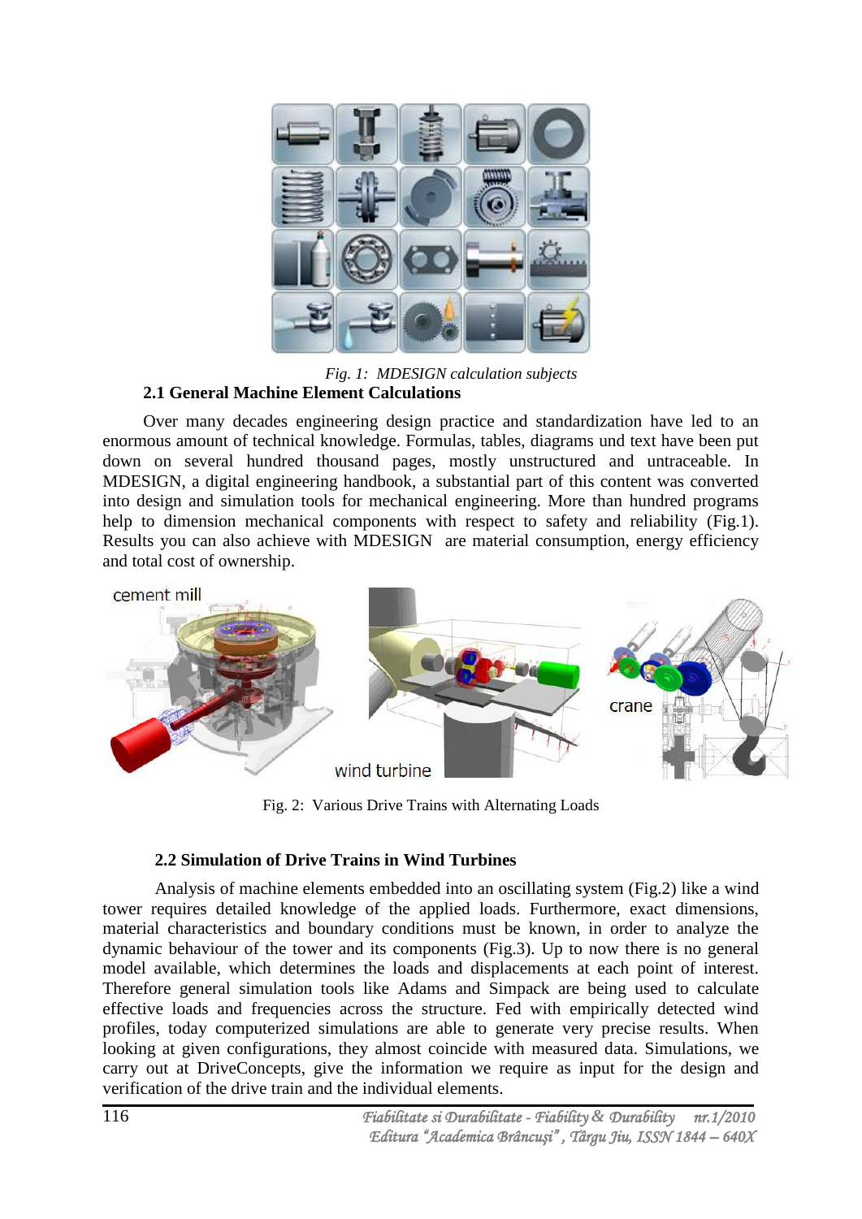*Fig. 1: MDESIGN calculation subjects*

### 2.1 General Machine Element Calculations

Over many decades engineering design practice and standardization have led to an enormous amount of technical knowledge. Formulas, tables, diagrams und text have been put down on several hundred thousand pages, mostly unstructured and untraceable. In MDESIGN, a digital engineering handbook, a substantial part of this content was converted into design and simulation tools for mechanical engineering. More than hundred programs help to dimension mechanical components with respect to safety and reliability (Fig.1). Results you can also achieve with MDESIGN are material consumption, energy efficiency and total cost of ownership.

Fig. 2: Various Drive Trains with Alternating Loads

### 2.2 Simulation of Drive Trains in Wind Turbines

Analysis of machine elements embedded into an oscillating system (Fig.2) like a wind tower requires detailed knowledge of the applied loads. Furthermore, exact dimensions, material characteristics and boundary conditions must be known, in order to analyze the dynamic behaviour of the tower and its components (Fig.3). Up to now there is no general model available, which determines the loads and displacements at each point of interest. Therefore general simulation tools like Adams and Simpack are being used to calculate effective loads and frequencies across the structure. Fed with empirically detected wind profiles, today computerized simulations are able to generate very precise results. When looking at given configurations, they almost coincide with measured data. Simulations, we carry out at DriveConcepts, give the information we require as input for the design and verification of the drive train and the individual elements.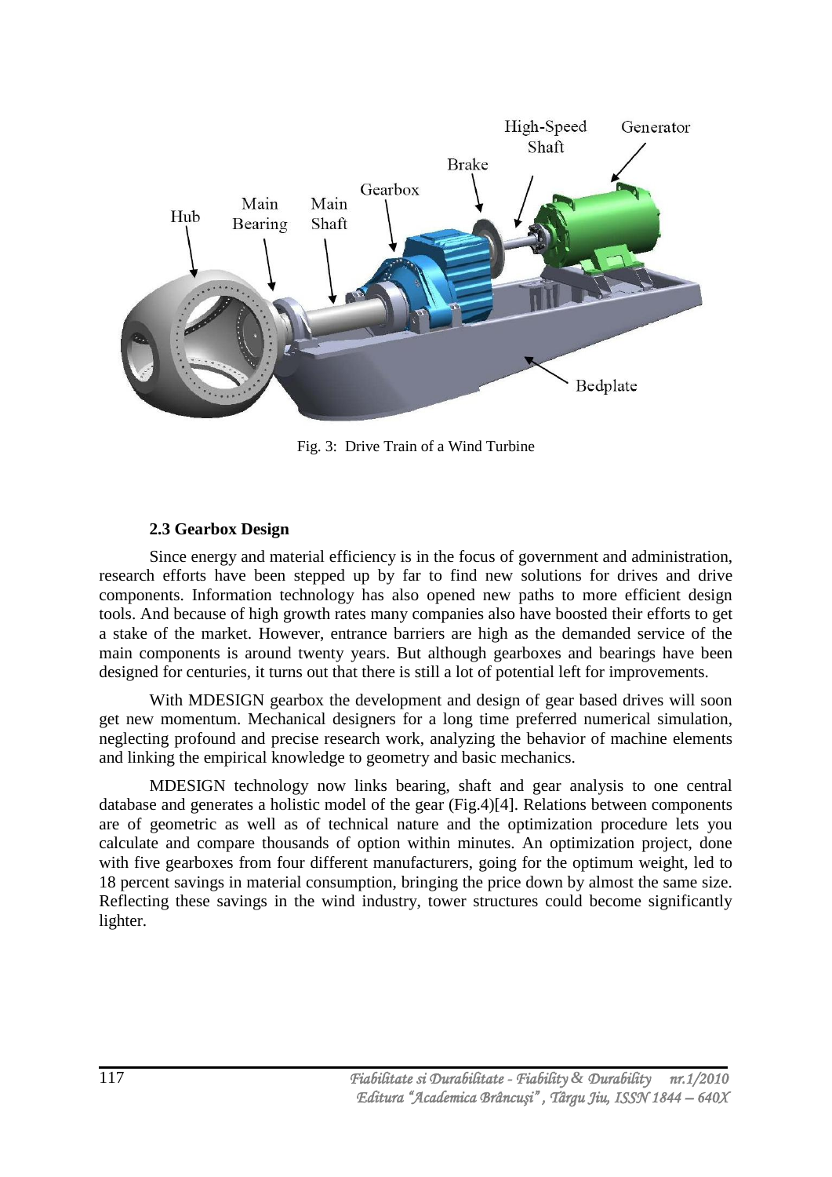Fig. 3: Drive Train of a Wind Turbine

### 2.3 Gearbox Design

Since energy and material efficiency is in the focus of government and administration, research efforts have been stepped up by far to find new solutions for drives and drive components. Information technology has also opened new paths to more efficient design tools. And because of high growth rates many companies also have boosted their efforts to get a stake of the market. However, entrance barriers are high as the demanded service of the main components is around twenty years. But although gearboxes and bearings have been designed for centuries, it turns out that there is still a lot of potential left for improvements.

With MDESIGN gearbox the development and design of gear based drives will soon get new momentum. Mechanical designers for a long time preferred numerical simulation, neglecting profound and precise research work, analyzing the behavior of machine elements and linking the empirical knowledge to geometry and basic mechanics.

MDESIGN technology now links bearing, shaft and gear analysis to one central database and generates a holistic model of the gear (Fig.4)[4]. Relations between components are of geometric as well as of technical nature and the optimization procedure lets you calculate and compare thousands of option within minutes. An optimization project, done with five gearboxes from four different manufacturers, going for the optimum weight, led to 18 percent savings in material consumption, bringing the price down by almost the same size. Reflecting these savings in the wind industry, tower structures could become significantly lighter.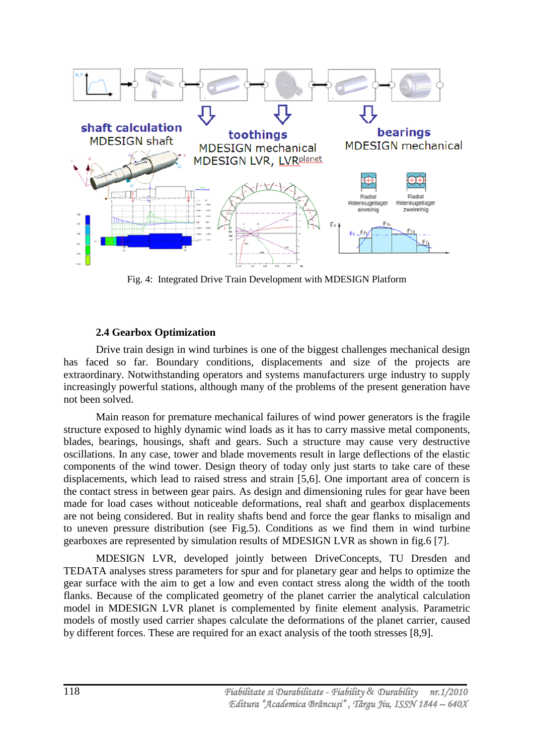Fig. 4: Integrated Drive Train Development with MDESIGN Platform

### 2.4 Gearbox Optimization

Drive train design in wind turbines is one of the biggest challenges mechanical design has faced so far. Boundary conditions, displacements and size of the projects are extraordinary. Notwithstanding operators and systems manufacturers urge industry to supply increasingly powerful stations, although many of the problems of the present generation have not been solved.

Main reason for premature mechanical failures of wind power generators is the fragile structure exposed to highly dynamic wind loads as it has to carry massive metal components, blades, bearings, housings, shaft and gears. Such a structure may cause very destructive oscillations. In any case, tower and blade movements result in large deflections of the elastic components of the wind tower. Design theory of today only just starts to take care of these displacements, which lead to raised stress and strain [5,6]. One important area of concern is the contact stress in between gear pairs. As design and dimensioning rules for gear have been made for load cases without noticeable deformations, real shaft and gearbox displacements are not being considered. But in reality shafts bend and force the gear flanks to misalign and to uneven pressure distribution (see Fig.5). Conditions as we find them in wind turbine gearboxes are represented by simulation results of MDESIGN LVR as shown in fig.6 [7].

MDESIGN LVR, developed jointly between DriveConcepts, TU Dresden and TEDATA analyses stress parameters for spur and for planetary gear and helps to optimize the gear surface with the aim to get a low and even contact stress along the width of the tooth flanks. Because of the complicated geometry of the planet carrier the analytical calculation model in MDESIGN LVR planet is complemented by finite element analysis. Parametric models of mostly used carrier shapes calculate the deformations of the planet carrier, caused by different forces. These are required for an exact analysis of the tooth stresses [8,9].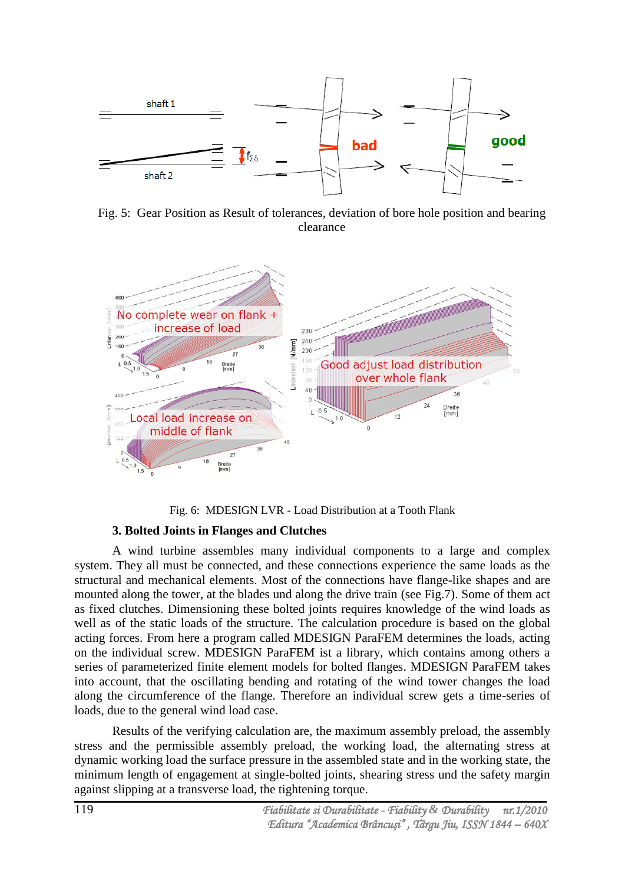Fig. 5: Gear Position as Result of tolerances, deviation of bore hole position and bearing clearance

Fig. 6: MDESIGN LVR - Load Distribution at a Tooth Flank

### 3. Bolted Joints in Flanges and Clutches

A wind turbine assembles many individual components to a large and complex system. They all must be connected, and these connections experience the same loads as the structural and mechanical elements. Most of the connections have flange-like shapes and are mounted along the tower, at the blades und along the drive train (see Fig.7). Some of them act as fixed clutches. Dimensioning these bolted joints requires knowledge of the wind loads as well as of the static loads of the structure. The calculation procedure is based on the global acting forces. From here a program called MDESIGN ParaFEM determines the loads, acting on the individual screw. MDESIGN ParaFEM ist a library, which contains among others a series of parameterized finite element models for bolted flanges. MDESIGN ParaFEM takes into account, that the oscillating bending and rotating of the wind tower changes the load along the circumference of the flange. Therefore an individual screw gets a time-series of loads, due to the general wind load case.

Results of the verifying calculation are, the maximum assembly preload, the assembly stress and the permissible assembly preload, the working load, the alternating stress at dynamic working load the surface pressure in the assembled state and in the working state, the minimum length of engagement at single-bolted joints, shearing stress und the safety margin against slipping at a transverse load, the tightening torque.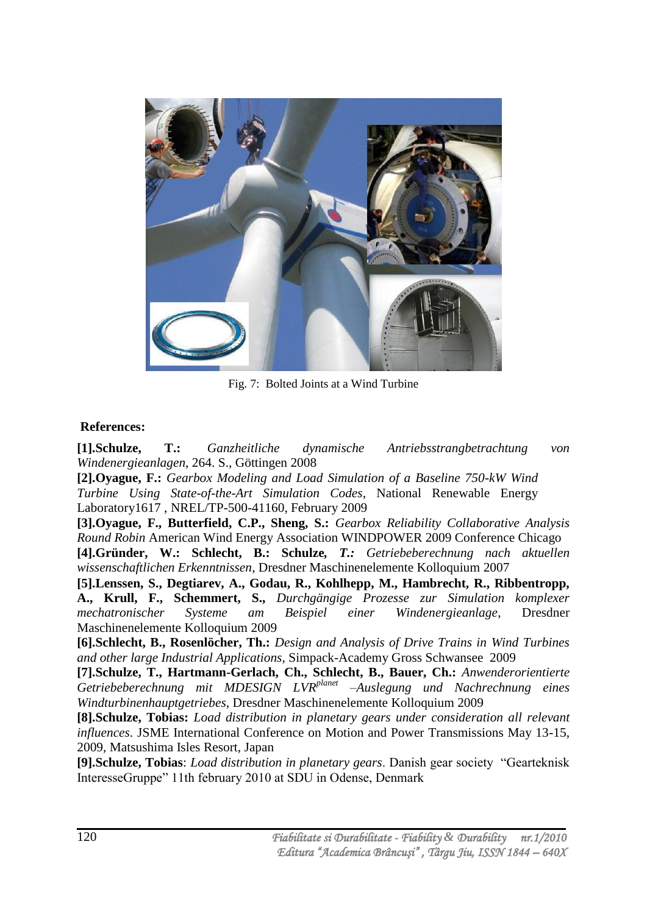Fig. 7: Bolted Joints at a Wind Turbine

**References:**

**[1].Schulze, T.:** *Ganzheitliche dynamische Antriebsstrangbetrachtung von Windenergieanlagen*, 264. S., Göttingen 2008

**[2].Oyague, F.:** *Gearbox Modeling and Load Simulation of a Baseline 750-kW Wind Turbine Using State-of-the-Art Simulation Codes*, National Renewable Energy Laboratory1617 , NREL/TP-500-41160, February 2009

**[3].Oyague, F., Butterfield, C.P., Sheng, S.:** *Gearbox Reliability Collaborative Analysis Round Robin* American Wind Energy Association WINDPOWER 2009 Conference Chicago

**[4].Gründer, W.: Schlecht, B.: Schulze,** ***T.:*** *Getriebeberechnung nach aktuellen wissenschaftlichen Erkenntnissen*, Dresdner Maschinenelemente Kolloquium 2007

**[5].Lenssen, S., Degtiarev, A., Godau, R., Kohlhepp, M., Hambrecht, R., Ribbentropp, A., Krull, F., Schemmert, S.,** *Durchgängige Prozesse zur Simulation komplexer mechatronischer Systeme am Beispiel einer Windenergieanlage*, Dresdner Maschinenelemente Kolloquium 2009

**[6].Schlecht, B., Rosenlöcher, Th.:** *Design and Analysis of Drive Trains in Wind Turbines and other large Industrial Applications*, Simpack-Academy Gross Schwansee 2009

**[7].Schulze, T., Hartmann-Gerlach, Ch., Schlecht, B., Bauer, Ch.:** *Anwenderorientierte Getriebeberechnung mit MDESIGN LVR*[planet] *–Auslegung und Nachrechnung eines Windturbinenhauptgetriebes*, Dresdner Maschinenelemente Kolloquium 2009

**[8].Schulze, Tobias:** *Load distribution in planetary gears under consideration all relevant influences*. JSME International Conference on Motion and Power Transmissions May 13-15, 2009, Matsushima Isles Resort, Japan

**[9].Schulze, Tobias**: *Load distribution in planetary gears*. Danish gear society "Gearteknisk InteresseGruppe" 11th february 2010 at SDU in Odense, Denmark